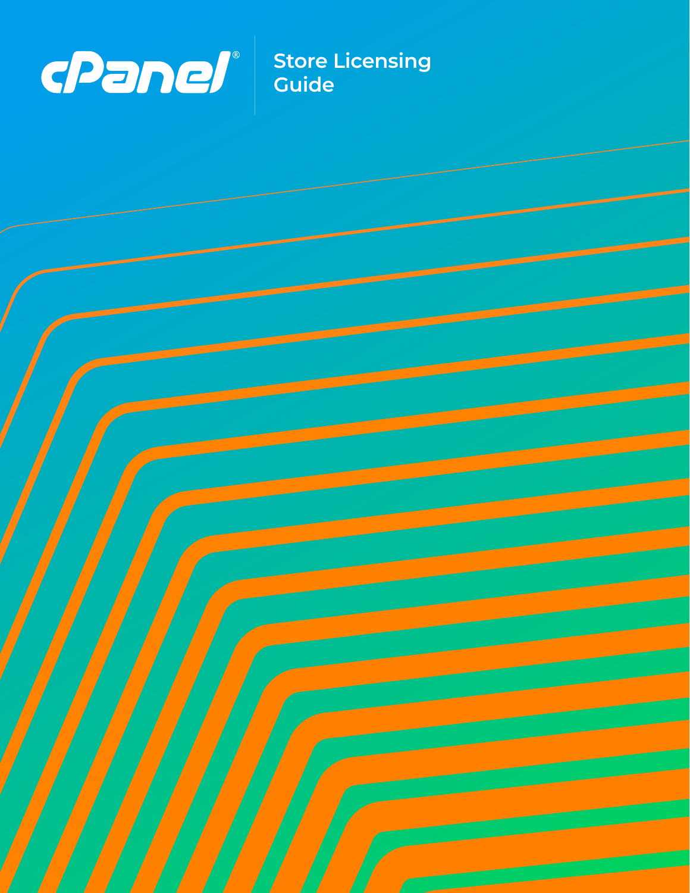cPanel®

# Store Licensing Guide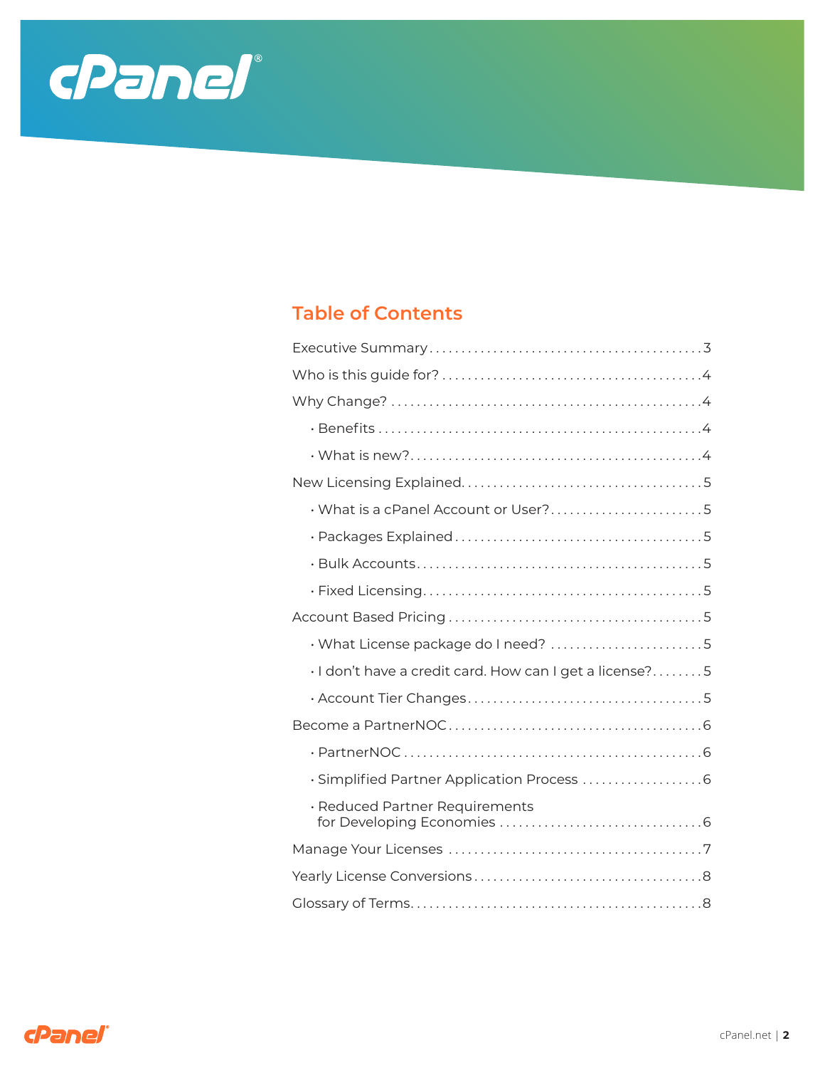## Table of Contents

- Executive Summary ..... 3
- Who is this guide for? ..... 4
- Why Change? ..... 4
  - Benefits ..... 4
  - What is new? ..... 4
- New Licensing Explained ..... 5
  - What is a cPanel Account or User? ..... 5
  - Packages Explained ..... 5
  - Bulk Accounts ..... 5
  - Fixed Licensing ..... 5
- Account Based Pricing ..... 5
  - What License package do I need? ..... 5
  - I don't have a credit card. How can I get a license? ..... 5
  - Account Tier Changes ..... 5
- Become a PartnerNOC ..... 6
  - PartnerNOC ..... 6
  - Simplified Partner Application Process ..... 6
  - Reduced Partner Requirements for Developing Economies ..... 6
- Manage Your Licenses ..... 7
- Yearly License Conversions ..... 8
- Glossary of Terms ..... 8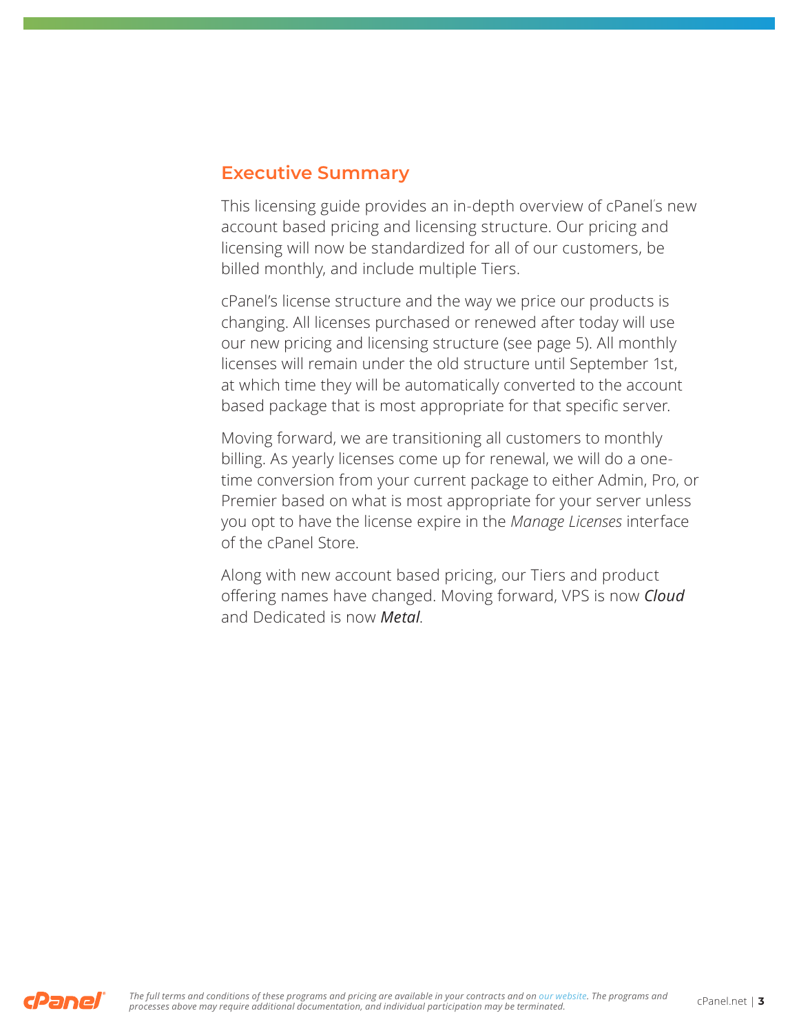## Executive Summary

This licensing guide provides an in-depth overview of cPanel's new account based pricing and licensing structure. Our pricing and licensing will now be standardized for all of our customers, be billed monthly, and include multiple Tiers.

cPanel's license structure and the way we price our products is changing. All licenses purchased or renewed after today will use our new pricing and licensing structure (see page 5). All monthly licenses will remain under the old structure until September 1st, at which time they will be automatically converted to the account based package that is most appropriate for that specific server.

Moving forward, we are transitioning all customers to monthly billing. As yearly licenses come up for renewal, we will do a one-time conversion from your current package to either Admin, Pro, or Premier based on what is most appropriate for your server unless you opt to have the license expire in the *Manage Licenses* interface of the cPanel Store.

Along with new account based pricing, our Tiers and product offering names have changed. Moving forward, VPS is now ***Cloud*** and Dedicated is now ***Metal***.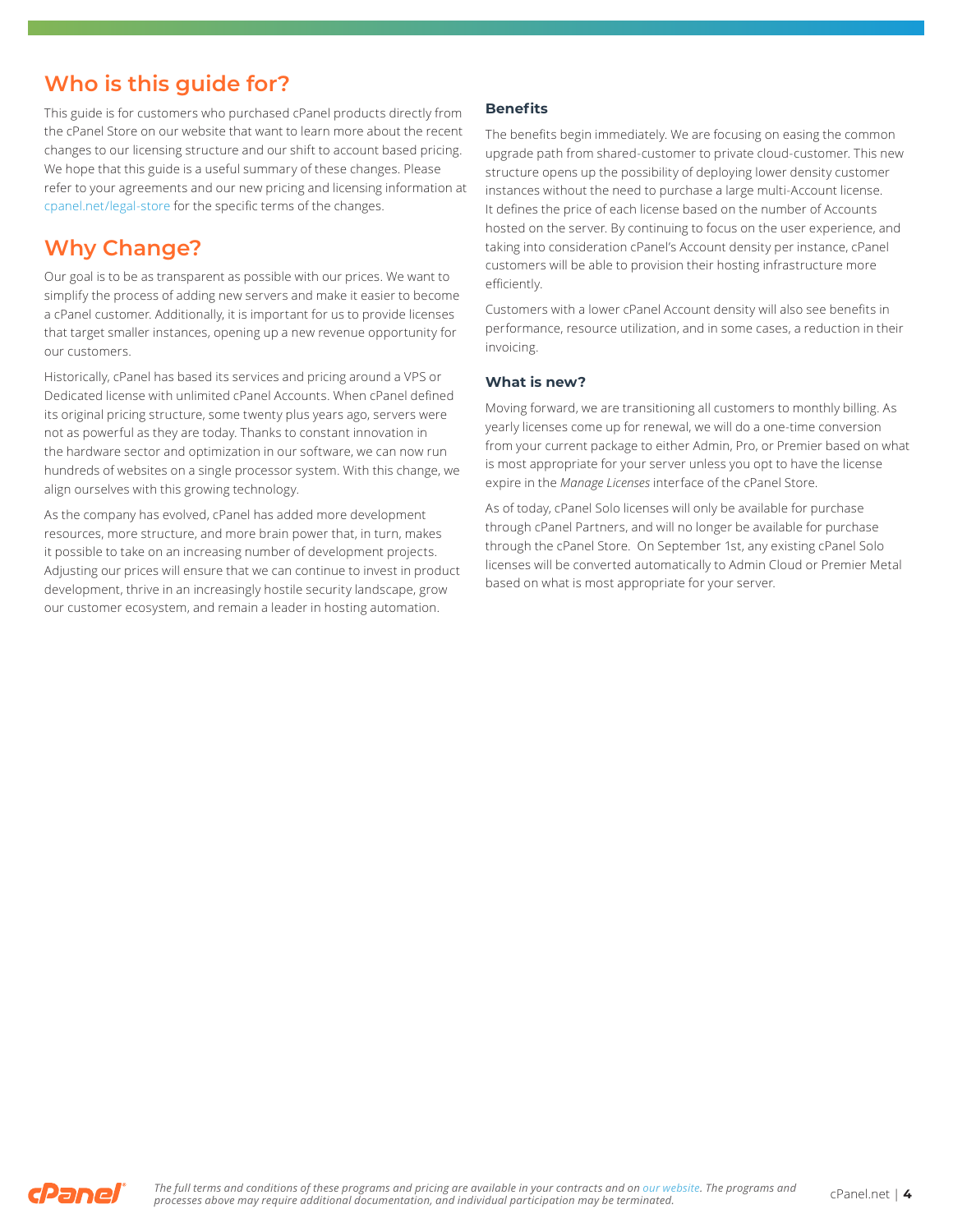## Who is this guide for?

This guide is for customers who purchased cPanel products directly from the cPanel Store on our website that want to learn more about the recent changes to our licensing structure and our shift to account based pricing. We hope that this guide is a useful summary of these changes. Please refer to your agreements and our new pricing and licensing information at cpanel.net/legal-store for the specific terms of the changes.

## Why Change?

Our goal is to be as transparent as possible with our prices. We want to simplify the process of adding new servers and make it easier to become a cPanel customer. Additionally, it is important for us to provide licenses that target smaller instances, opening up a new revenue opportunity for our customers.

Historically, cPanel has based its services and pricing around a VPS or Dedicated license with unlimited cPanel Accounts. When cPanel defined its original pricing structure, some twenty plus years ago, servers were not as powerful as they are today. Thanks to constant innovation in the hardware sector and optimization in our software, we can now run hundreds of websites on a single processor system. With this change, we align ourselves with this growing technology.

As the company has evolved, cPanel has added more development resources, more structure, and more brain power that, in turn, makes it possible to take on an increasing number of development projects. Adjusting our prices will ensure that we can continue to invest in product development, thrive in an increasingly hostile security landscape, grow our customer ecosystem, and remain a leader in hosting automation.

### Benefits

The benefits begin immediately. We are focusing on easing the common upgrade path from shared-customer to private cloud-customer. This new structure opens up the possibility of deploying lower density customer instances without the need to purchase a large multi-Account license. It defines the price of each license based on the number of Accounts hosted on the server. By continuing to focus on the user experience, and taking into consideration cPanel's Account density per instance, cPanel customers will be able to provision their hosting infrastructure more efficiently.

Customers with a lower cPanel Account density will also see benefits in performance, resource utilization, and in some cases, a reduction in their invoicing.

### What is new?

Moving forward, we are transitioning all customers to monthly billing. As yearly licenses come up for renewal, we will do a one-time conversion from your current package to either Admin, Pro, or Premier based on what is most appropriate for your server unless you opt to have the license expire in the *Manage Licenses* interface of the cPanel Store.

As of today, cPanel Solo licenses will only be available for purchase through cPanel Partners, and will no longer be available for purchase through the cPanel Store. On September 1st, any existing cPanel Solo licenses will be converted automatically to Admin Cloud or Premier Metal based on what is most appropriate for your server.

*The full terms and conditions of these programs and pricing are available in your contracts and on our website. The programs and processes above may require additional documentation, and individual participation may be terminated.*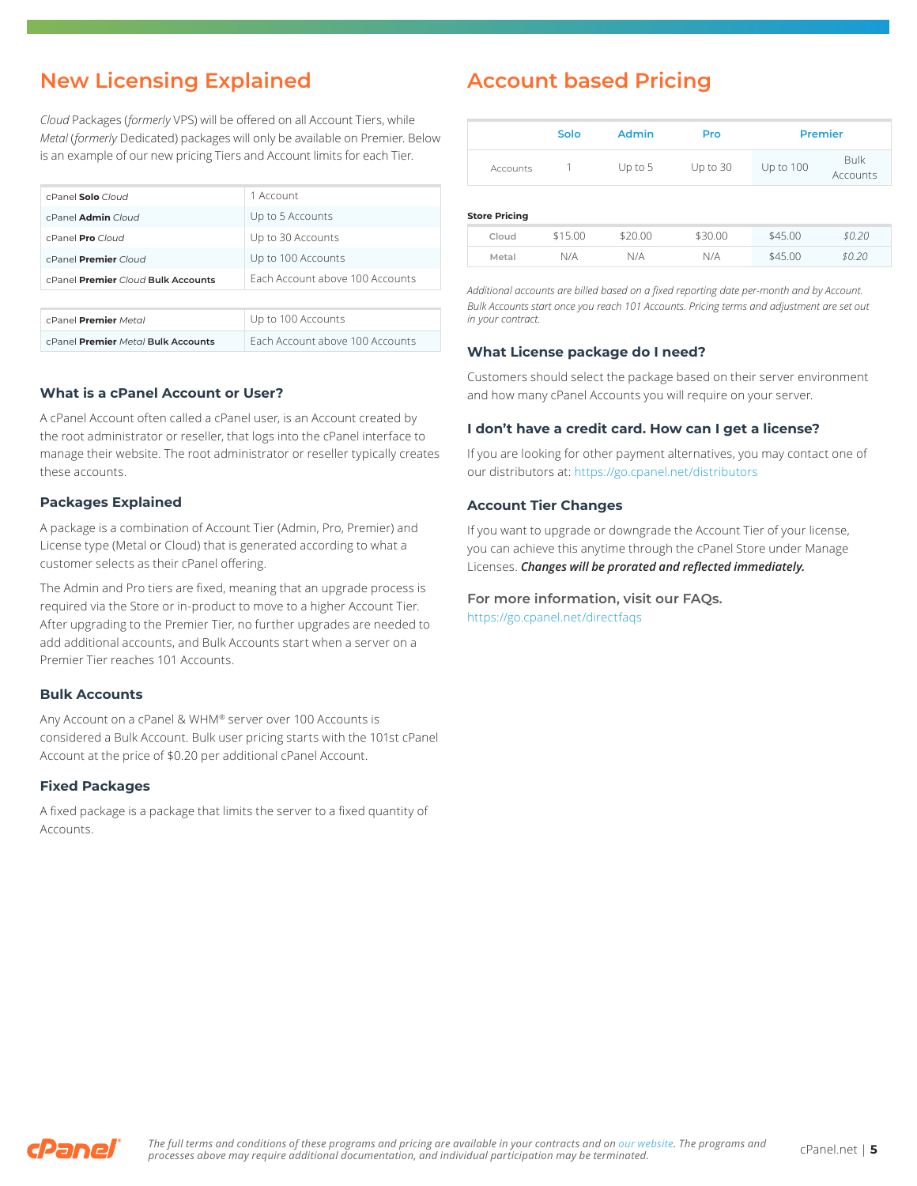## New Licensing Explained

*Cloud* Packages (*formerly* VPS) will be offered on all Account Tiers, while *Metal* (*formerly* Dedicated) packages will only be available on Premier. Below is an example of our new pricing Tiers and Account limits for each Tier.

| | |
|---|---|
| cPanel **Solo** *Cloud* | 1 Account |
| cPanel **Admin** *Cloud* | Up to 5 Accounts |
| cPanel **Pro** *Cloud* | Up to 30 Accounts |
| cPanel **Premier** *Cloud* | Up to 100 Accounts |
| cPanel **Premier** *Cloud* **Bulk Accounts** | Each Account above 100 Accounts |

| | |
|---|---|
| cPanel **Premier** *Metal* | Up to 100 Accounts |
| cPanel **Premier** *Metal* **Bulk Accounts** | Each Account above 100 Accounts |

### What is a cPanel Account or User?

A cPanel Account often called a cPanel user, is an Account created by the root administrator or reseller, that logs into the cPanel interface to manage their website. The root administrator or reseller typically creates these accounts.

### Packages Explained

A package is a combination of Account Tier (Admin, Pro, Premier) and License type (Metal or Cloud) that is generated according to what a customer selects as their cPanel offering.

The Admin and Pro tiers are fixed, meaning that an upgrade process is required via the Store or in-product to move to a higher Account Tier. After upgrading to the Premier Tier, no further upgrades are needed to add additional accounts, and Bulk Accounts start when a server on a Premier Tier reaches 101 Accounts.

### Bulk Accounts

Any Account on a cPanel & WHM® server over 100 Accounts is considered a Bulk Account. Bulk user pricing starts with the 101st cPanel Account at the price of $0.20 per additional cPanel Account.

### Fixed Packages

A fixed package is a package that limits the server to a fixed quantity of Accounts.

## Account based Pricing

| | Solo | Admin | Pro | Premier | |
|---|---|---|---|---|---|
| Accounts | 1 | Up to 5 | Up to 30 | Up to 100 | Bulk Accounts |

**Store Pricing**

| | | | | | |
|---|---|---|---|---|---|
| Cloud | $15.00 | $20.00 | $30.00 | $45.00 | *$0.20* |
| Metal | N/A | N/A | N/A | $45.00 | *$0.20* |

*Additional accounts are billed based on a fixed reporting date per-month and by Account. Bulk Accounts start once you reach 101 Accounts. Pricing terms and adjustment are set out in your contract.*

### What License package do I need?

Customers should select the package based on their server environment and how many cPanel Accounts you will require on your server.

### I don't have a credit card. How can I get a license?

If you are looking for other payment alternatives, you may contact one of our distributors at: https://go.cpanel.net/distributors

### Account Tier Changes

If you want to upgrade or downgrade the Account Tier of your license, you can achieve this anytime through the cPanel Store under Manage Licenses. ***Changes will be prorated and reflected immediately.***

### For more information, visit our FAQs.

https://go.cpanel.net/directfaqs

*The full terms and conditions of these programs and pricing are available in your contracts and on our website. The programs and processes above may require additional documentation, and individual participation may be terminated.*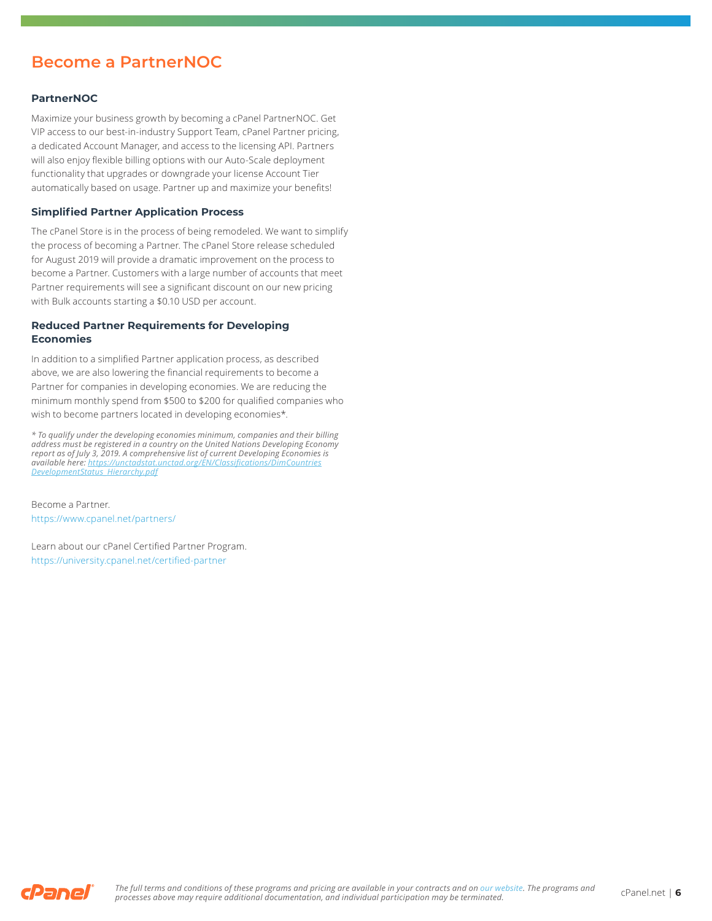# Become a PartnerNOC

### PartnerNOC

Maximize your business growth by becoming a cPanel PartnerNOC. Get VIP access to our best-in-industry Support Team, cPanel Partner pricing, a dedicated Account Manager, and access to the licensing API. Partners will also enjoy flexible billing options with our Auto-Scale deployment functionality that upgrades or downgrade your license Account Tier automatically based on usage. Partner up and maximize your benefits!

### Simplified Partner Application Process

The cPanel Store is in the process of being remodeled. We want to simplify the process of becoming a Partner. The cPanel Store release scheduled for August 2019 will provide a dramatic improvement on the process to become a Partner. Customers with a large number of accounts that meet Partner requirements will see a significant discount on our new pricing with Bulk accounts starting a $0.10 USD per account.

### Reduced Partner Requirements for Developing Economies

In addition to a simplified Partner application process, as described above, we are also lowering the financial requirements to become a Partner for companies in developing economies. We are reducing the minimum monthly spend from $500 to $200 for qualified companies who wish to become partners located in developing economies*.

*\* To qualify under the developing economies minimum, companies and their billing address must be registered in a country on the United Nations Developing Economy report as of July 3, 2019. A comprehensive list of current Developing Economies is available here: https://unctadstat.unctad.org/EN/Classifications/DimCountries DevelopmentStatus_Hierarchy.pdf*

Become a Partner.
https://www.cpanel.net/partners/

Learn about our cPanel Certified Partner Program.
https://university.cpanel.net/certified-partner

*The full terms and conditions of these programs and pricing are available in your contracts and on our website. The programs and processes above may require additional documentation, and individual participation may be terminated.*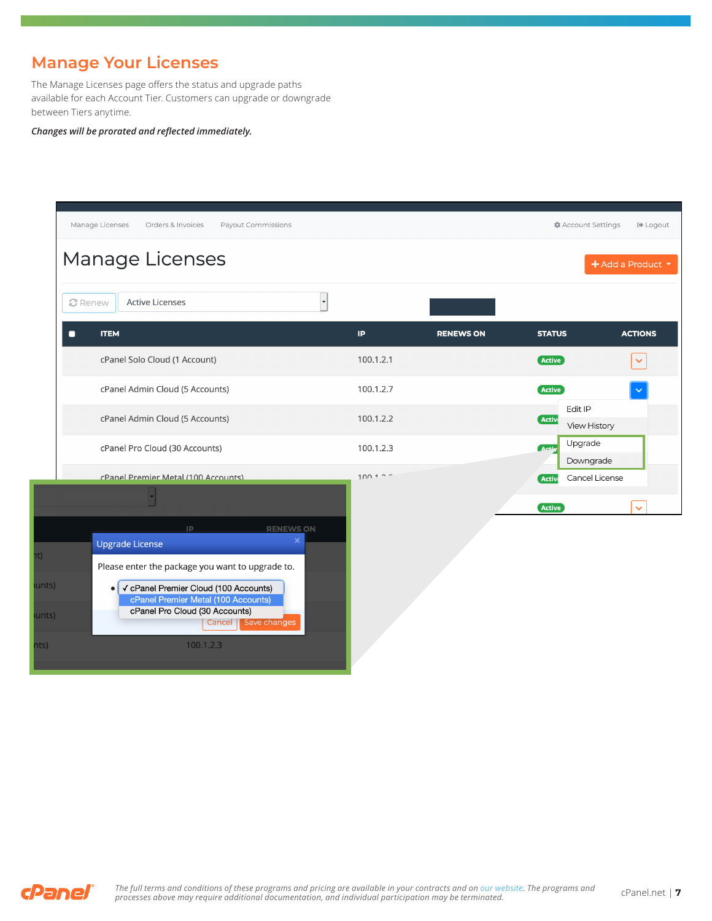# Manage Your Licenses

The Manage Licenses page offers the status and upgrade paths available for each Account Tier. Customers can upgrade or downgrade between Tiers anytime.

***Changes will be prorated and reflected immediately.***

*The full terms and conditions of these programs and pricing are available in your contracts and on our website. The programs and processes above may require additional documentation, and individual participation may be terminated.*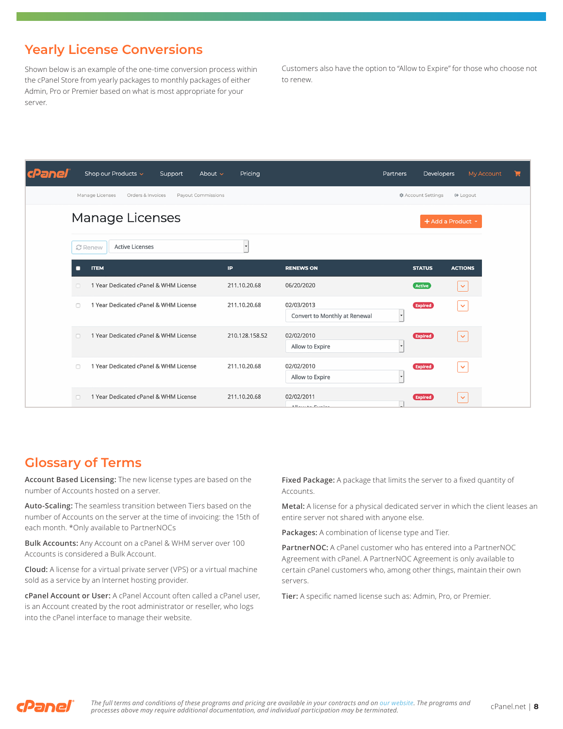## Yearly License Conversions

Shown below is an example of the one-time conversion process within the cPanel Store from yearly packages to monthly packages of either Admin, Pro or Premier based on what is most appropriate for your server.

Customers also have the option to "Allow to Expire" for those who choose not to renew.

cPanel | Shop our Products | Support | About | Pricing | Partners | Developers | My Account

Manage Licenses | Orders & Invoices | Payout Commissions | Account Settings | Logout

Manage Licenses

+ Add a Product

Renew | Active Licenses

| | ITEM | IP | RENEWS ON | STATUS | ACTIONS |
|---|---|---|---|---|---|
| | 1 Year Dedicated cPanel & WHM License | 211.10.20.68 | 06/20/2020 | Active | |
| | 1 Year Dedicated cPanel & WHM License | 211.10.20.68 | 02/03/2013 Convert to Monthly at Renewal | Expired | |
| | 1 Year Dedicated cPanel & WHM License | 210.128.158.52 | 02/02/2010 Allow to Expire | Expired | |
| | 1 Year Dedicated cPanel & WHM License | 211.10.20.68 | 02/02/2010 Allow to Expire | Expired | |
| | 1 Year Dedicated cPanel & WHM License | 211.10.20.68 | 02/02/2011 | Expired | |

## Glossary of Terms

**Account Based Licensing:** The new license types are based on the number of Accounts hosted on a server.

**Auto-Scaling:** The seamless transition between Tiers based on the number of Accounts on the server at the time of invoicing: the 15th of each month. *Only available to PartnerNOCs

**Bulk Accounts:** Any Account on a cPanel & WHM server over 100 Accounts is considered a Bulk Account.

**Cloud:** A license for a virtual private server (VPS) or a virtual machine sold as a service by an Internet hosting provider.

**cPanel Account or User:** A cPanel Account often called a cPanel user, is an Account created by the root administrator or reseller, who logs into the cPanel interface to manage their website.

**Fixed Package:** A package that limits the server to a fixed quantity of Accounts.

**Metal:** A license for a physical dedicated server in which the client leases an entire server not shared with anyone else.

**Packages:** A combination of license type and Tier.

**PartnerNOC:** A cPanel customer who has entered into a PartnerNOC Agreement with cPanel. A PartnerNOC Agreement is only available to certain cPanel customers who, among other things, maintain their own servers.

**Tier:** A specific named license such as: Admin, Pro, or Premier.

*The full terms and conditions of these programs and pricing are available in your contracts and on our website. The programs and processes above may require additional documentation, and individual participation may be terminated.*